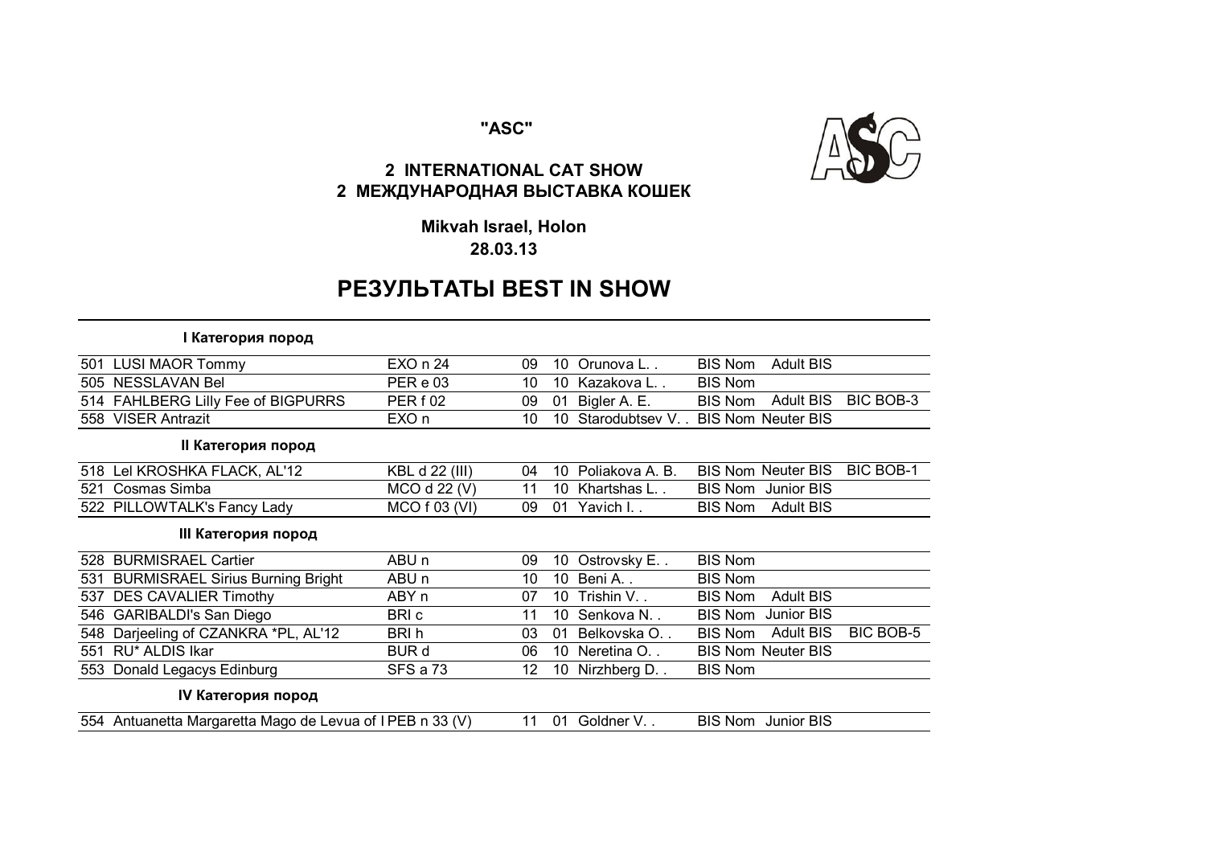**"ASC"**

## 2 INTERNATIONAL CAT SHOW
## 2 МЕЖДУНАРОДНАЯ ВЫСТАВКА КОШЕК

**Mikvah Israel, Holon**
**28.03.13**

# РЕЗУЛЬТАТЫ BEST IN SHOW

### I Категория пород

| | | | | | | | | |
|---|---|---|---|---|---|---|---|---|
| 501 | LUSI MAOR Tommy | EXO n 24 | 09 | 10 | Orunova L. . | BIS Nom | Adult BIS | |
| 505 | NESSLAVAN Bel | PER e 03 | 10 | 10 | Kazakova L. . | BIS Nom | | |
| 514 | FAHLBERG Lilly Fee of BIGPURRS | PER f 02 | 09 | 01 | Bigler A. E. | BIS Nom | Adult BIS | BIC BOB-3 |
| 558 | VISER Antrazit | EXO n | 10 | 10 | Starodubtsev V. . | BIS Nom | Neuter BIS | |

### II Категория пород

| | | | | | | | | |
|---|---|---|---|---|---|---|---|---|
| 518 | Lel KROSHKA FLACK, AL'12 | KBL d 22 (III) | 04 | 10 | Poliakova A. B. | BIS Nom | Neuter BIS | BIC BOB-1 |
| 521 | Cosmas Simba | MCO d 22 (V) | 11 | 10 | Khartshas L. . | BIS Nom | Junior BIS | |
| 522 | PILLOWTALK's Fancy Lady | MCO f 03 (VI) | 09 | 01 | Yavich I. . | BIS Nom | Adult BIS | |

### III Категория пород

| | | | | | | | | |
|---|---|---|---|---|---|---|---|---|
| 528 | BURMISRAEL Cartier | ABU n | 09 | 10 | Ostrovsky E. . | BIS Nom | | |
| 531 | BURMISRAEL Sirius Burning Bright | ABU n | 10 | 10 | Beni A. . | BIS Nom | | |
| 537 | DES CAVALIER Timothy | ABY n | 07 | 10 | Trishin V. . | BIS Nom | Adult BIS | |
| 546 | GARIBALDI's San Diego | BRI c | 11 | 10 | Senkova N. . | BIS Nom | Junior BIS | |
| 548 | Darjeeling of CZANKRA *PL, AL'12 | BRI h | 03 | 01 | Belkovska O. . | BIS Nom | Adult BIS | BIC BOB-5 |
| 551 | RU* ALDIS Ikar | BUR d | 06 | 10 | Neretina O. . | BIS Nom | Neuter BIS | |
| 553 | Donald Legacys Edinburg | SFS a 73 | 12 | 10 | Nirzhberg D. . | BIS Nom | | |

### IV Категория пород

| | | | | | | | | |
|---|---|---|---|---|---|---|---|---|
| 554 | Antuanetta Margaretta Mago de Levua of I | PEB n 33 (V) | 11 | 01 | Goldner V. . | BIS Nom | Junior BIS | |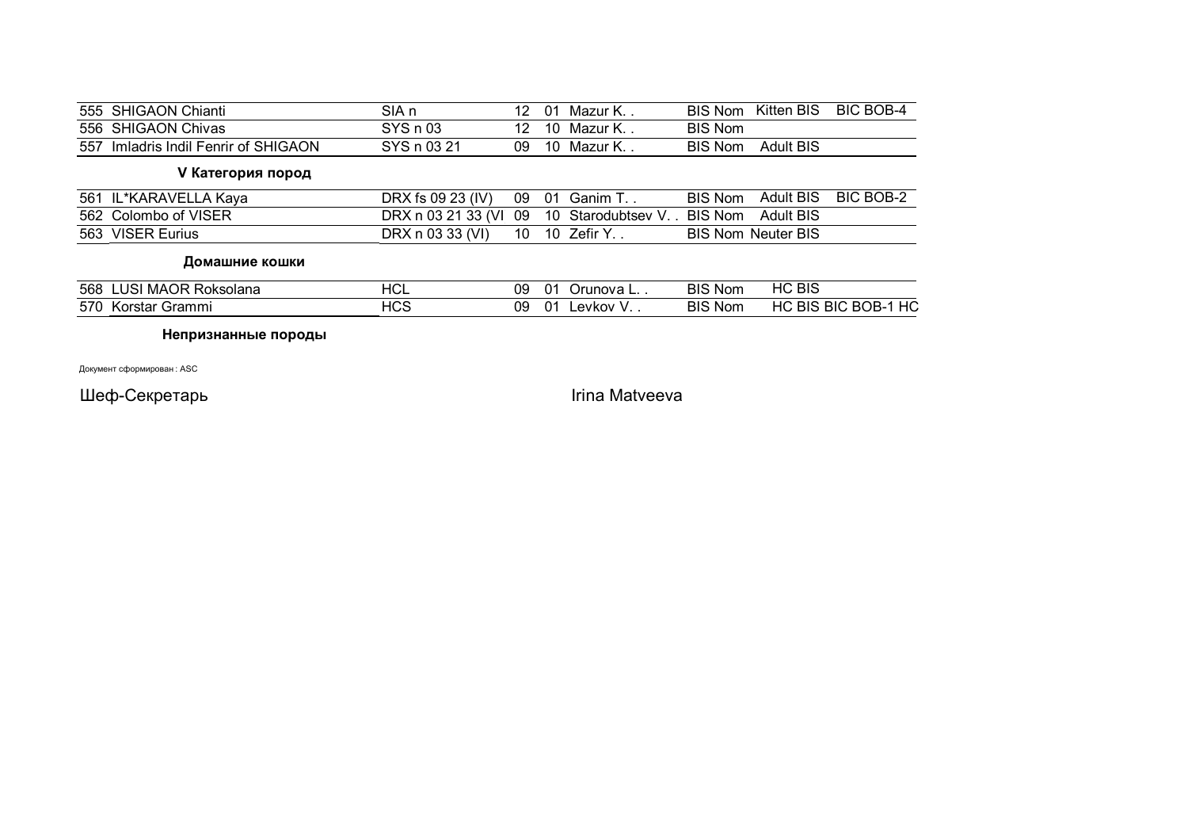| | | | | | | | | |
|---|---|---|---|---|---|---|---|---|
| 555 | SHIGAON Chianti | SIA n | 12 | 01 | Mazur K. . | BIS Nom | Kitten BIS | BIC BOB-4 |
| 556 | SHIGAON Chivas | SYS n 03 | 12 | 10 | Mazur K. . | BIS Nom | | |
| 557 | Imladris Indil Fenrir of SHIGAON | SYS n 03 21 | 09 | 10 | Mazur K. . | BIS Nom | Adult BIS | |

**V Категория пород**

| | | | | | | | | |
|---|---|---|---|---|---|---|---|---|
| 561 | IL*KARAVELLA Kaya | DRX fs 09 23 (IV) | 09 | 01 | Ganim T. . | BIS Nom | Adult BIS | BIC BOB-2 |
| 562 | Colombo of VISER | DRX n 03 21 33 (VI | 09 | 10 | Starodubtsev V. . | BIS Nom | Adult BIS | |
| 563 | VISER Eurius | DRX n 03 33 (VI) | 10 | 10 | Zefir Y. . | BIS Nom | Neuter BIS | |

**Домашние кошки**

| | | | | | | | | |
|---|---|---|---|---|---|---|---|---|
| 568 | LUSI MAOR Roksolana | HCL | 09 | 01 | Orunova L. . | BIS Nom | HC BIS | |
| 570 | Korstar Grammi | HCS | 09 | 01 | Levkov V. . | BIS Nom | HC BIS | BIC BOB-1 HC |

**Непризнанные породы**

Документ сформирован : ASC

Шеф-Секретарь Irina Matveeva